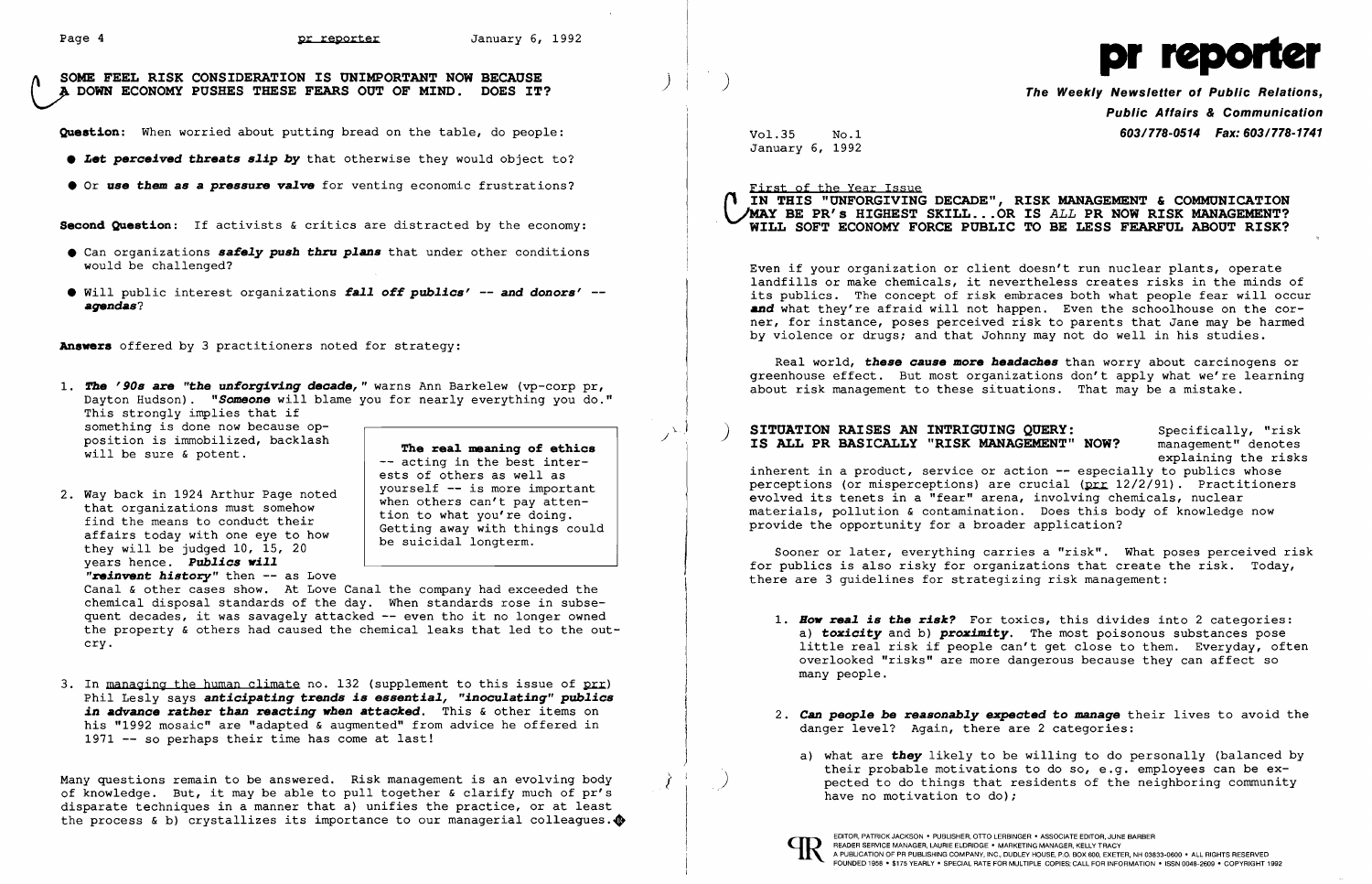**pr reporter**

**The Weekly Newsletter of Public Relations, Public Affairs & Communication**
**603/778-0514 Fax: 603/778-1741**

Vol.35 No.1
January 6, 1992

First of the Year Issue

## IN THIS "UNFORGIVING DECADE", RISK MANAGEMENT & COMMUNICATION MAY BE PR's HIGHEST SKILL...OR IS *ALL* PR NOW RISK MANAGEMENT? WILL SOFT ECONOMY FORCE PUBLIC TO BE LESS FEARFUL ABOUT RISK?

Even if your organization or client doesn't run nuclear plants, operate landfills or make chemicals, it nevertheless creates risks in the minds of its publics. The concept of risk embraces both what people fear will occur **and** what they're afraid will not happen. Even the schoolhouse on the corner, for instance, poses perceived risk to parents that Jane may be harmed by violence or drugs; and that Johnny may not do well in his studies.

Real world, ***these cause more headaches*** than worry about carcinogens or greenhouse effect. But most organizations don't apply what we're learning about risk management to these situations. That may be a mistake.

### SITUATION RAISES AN INTRIGUING QUERY: IS ALL PR BASICALLY "RISK MANAGEMENT" NOW?

Specifically, "risk management" denotes explaining the risks inherent in a product, service or action -- especially to publics whose perceptions (or misperceptions) are crucial (prr 12/2/91). Practitioners evolved its tenets in a "fear" arena, involving chemicals, nuclear materials, pollution & contamination. Does this body of knowledge now provide the opportunity for a broader application?

Sooner or later, everything carries a "risk". What poses perceived risk for publics is also risky for organizations that create the risk. Today, there are 3 guidelines for strategizing risk management:

1. ***How real is the risk?*** For toxics, this divides into 2 categories: a) ***toxicity*** and b) ***proximity***. The most poisonous substances pose little real risk if people can't get close to them. Everyday, often overlooked "risks" are more dangerous because they can affect so many people.

2. ***Can people be reasonably expected to manage*** their lives to avoid the danger level? Again, there are 2 categories:

   a) what are ***they*** likely to be willing to do personally (balanced by their probable motivations to do so, e.g. employees can be expected to do things that residents of the neighboring community have no motivation to do);

EDITOR, PATRICK JACKSON • PUBLISHER, OTTO LERBINGER • ASSOCIATE EDITOR, JUNE BARBER
READER SERVICE MANAGER, LAURIE ELDRIDGE • MARKETING MANAGER, KELLY TRACY
A PUBLICATION OF PR PUBLISHING COMPANY, INC., DUDLEY HOUSE, P.O. BOX 600, EXETER, NH 03833-0600 • ALL RIGHTS RESERVED
FOUNDED 1958 • $175 YEARLY • SPECIAL RATE FOR MULTIPLE COPIES: CALL FOR INFORMATION • ISSN 0048-2609 • COPYRIGHT 1992

## SOME FEEL RISK CONSIDERATION IS UNIMPORTANT NOW BECAUSE A DOWN ECONOMY PUSHES THESE FEARS OUT OF MIND. DOES IT?

**Question:** When worried about putting bread on the table, do people:

- ***Let perceived threats slip by*** that otherwise they would object to?
- Or ***use them as a pressure valve*** for venting economic frustrations?

**Second Question:** If activists & critics are distracted by the economy:

- Can organizations ***safely push thru plans*** that under other conditions would be challenged?
- Will public interest organizations ***fall off publics' -- and donors' -- agendas***?

**Answers** offered by 3 practitioners noted for strategy:

1. ***The '90s are "the unforgiving decade,"*** warns Ann Barkelew (vp-corp pr, Dayton Hudson). ***"Someone*** will blame you for nearly everything you do." This strongly implies that if something is done now because opposition is immobilized, backlash will be sure & potent.

2. Way back in 1924 Arthur Page noted that organizations must somehow find the means to conduct their affairs today with one eye to how they will be judged 10, 15, 20 years hence. ***Publics will "reinvent history"*** then -- as Love Canal & other cases show. At Love Canal the company had exceeded the chemical disposal standards of the day. When standards rose in subsequent decades, it was savagely attacked -- even tho it no longer owned the property & others had caused the chemical leaks that led to the outcry.

> **The real meaning of ethics** -- acting in the best interests of others as well as yourself -- is more important when others can't pay attention to what you're doing. Getting away with things could be suicidal longterm.

3. In managing the human climate no. 132 (supplement to this issue of prr) Phil Lesly says ***anticipating trends is essential, "inoculating" publics in advance rather than reacting when attacked.*** This & other items on his "1992 mosaic" are "adapted & augmented" from advice he offered in 1971 -- so perhaps their time has come at last!

Many questions remain to be answered. Risk management is an evolving body of knowledge. But, it may be able to pull together & clarify much of pr's disparate techniques in a manner that a) unifies the practice, or at least the process & b) crystallizes its importance to our managerial colleagues.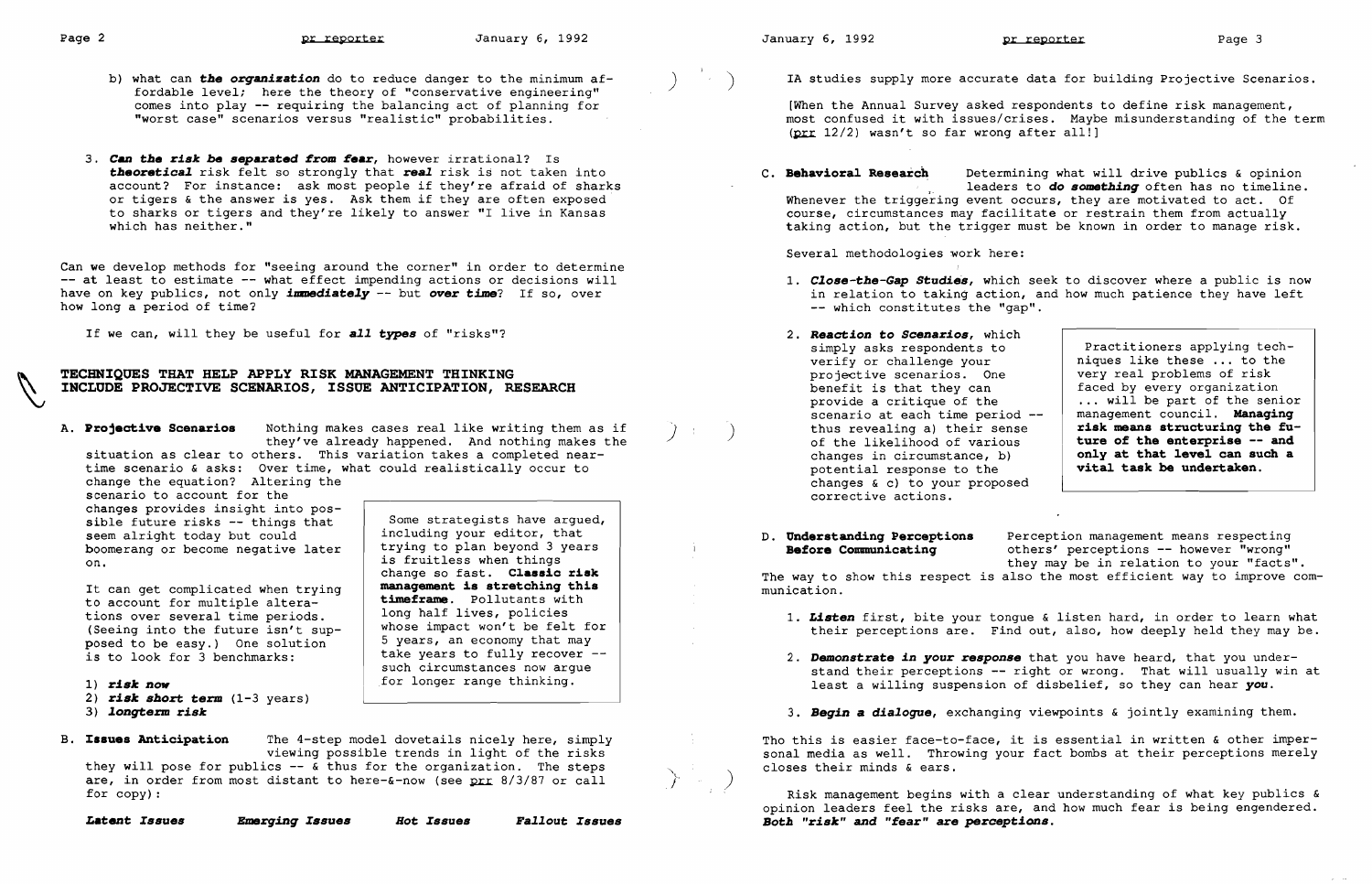b) what can ***the organization*** do to reduce danger to the minimum affordable level; here the theory of "conservative engineering" comes into play -- requiring the balancing act of planning for "worst case" scenarios versus "realistic" probabilities.

3. ***Can the risk be separated from fear***, however irrational? Is ***theoretical*** risk felt so strongly that ***real*** risk is not taken into account? For instance: ask most people if they're afraid of sharks or tigers & the answer is yes. Ask them if they are often exposed to sharks or tigers and they're likely to answer "I live in Kansas which has neither."

Can we develop methods for "seeing around the corner" in order to determine -- at least to estimate -- what effect impending actions or decisions will have on key publics, not only ***immediately*** -- but ***over time***? If so, over how long a period of time?

If we can, will they be useful for ***all types*** of "risks"?

## TECHNIQUES THAT HELP APPLY RISK MANAGEMENT THINKING INCLUDE PROJECTIVE SCENARIOS, ISSUE ANTICIPATION, RESEARCH

**A. Projective Scenarios** Nothing makes cases real like writing them as if they've already happened. And nothing makes the situation as clear to others. This variation takes a completed near-time scenario & asks: Over time, what could realistically occur to change the equation? Altering the scenario to account for the changes provides insight into possible future risks -- things that seem alright today but could boomerang or become negative later on.

It can get complicated when trying to account for multiple alterations over several time periods. (Seeing into the future isn't supposed to be easy.) One solution is to look for 3 benchmarks:

1) ***risk now***
2) ***risk short term*** (1-3 years)
3) ***longterm risk***

> Some strategists have argued, including your editor, that trying to plan beyond 3 years is fruitless when things change so fast. **Classic risk management is stretching this timeframe.** Pollutants with long half lives, policies whose impact won't be felt for 5 years, an economy that may take years to fully recover -- such circumstances now argue for longer range thinking.

**B. Issues Anticipation** The 4-step model dovetails nicely here, simply viewing possible trends in light of the risks they will pose for publics -- & thus for the organization. The steps are, in order from most distant to here-&-now (see prr 8/3/87 or call for copy):

***Latent Issues*** ***Emerging Issues*** ***Hot Issues*** ***Fallout Issues***

IA studies supply more accurate data for building Projective Scenarios.

[When the Annual Survey asked respondents to define risk management, most confused it with issues/crises. Maybe misunderstanding of the term (prr 12/2) wasn't so far wrong after all!]

**C. Behavioral Research** Determining what will drive publics & opinion leaders to ***do something*** often has no timeline. Whenever the triggering event occurs, they are motivated to act. Of course, circumstances may facilitate or restrain them from actually taking action, but the trigger must be known in order to manage risk.

Several methodologies work here:

1. ***Close-the-Gap Studies***, which seek to discover where a public is now in relation to taking action, and how much patience they have left -- which constitutes the "gap".

2. ***Reaction to Scenarios***, which simply asks respondents to verify or challenge your projective scenarios. One benefit is that they can provide a critique of the scenario at each time period -- thus revealing a) their sense of the likelihood of various changes in circumstance, b) potential response to the changes & c) to your proposed corrective actions.

> Practitioners applying techniques like these ... to the very real problems of risk faced by every organization ... will be part of the senior management council. **Managing risk means structuring the future of the enterprise -- and only at that level can such a vital task be undertaken.**

**D. Understanding Perceptions Before Communicating** Perception management means respecting others' perceptions -- however "wrong" they may be in relation to your "facts". The way to show this respect is also the most efficient way to improve communication.

1. ***Listen*** first, bite your tongue & listen hard, in order to learn what their perceptions are. Find out, also, how deeply held they may be.

2. ***Demonstrate in your response*** that you have heard, that you understand their perceptions -- right or wrong. That will usually win at least a willing suspension of disbelief, so they can hear ***you***.

3. ***Begin a dialogue***, exchanging viewpoints & jointly examining them.

Tho this is easier face-to-face, it is essential in written & other impersonal media as well. Throwing your fact bombs at their perceptions merely closes their minds & ears.

Risk management begins with a clear understanding of what key publics & opinion leaders feel the risks are, and how much fear is being engendered. ***Both "risk" and "fear" are perceptions.***